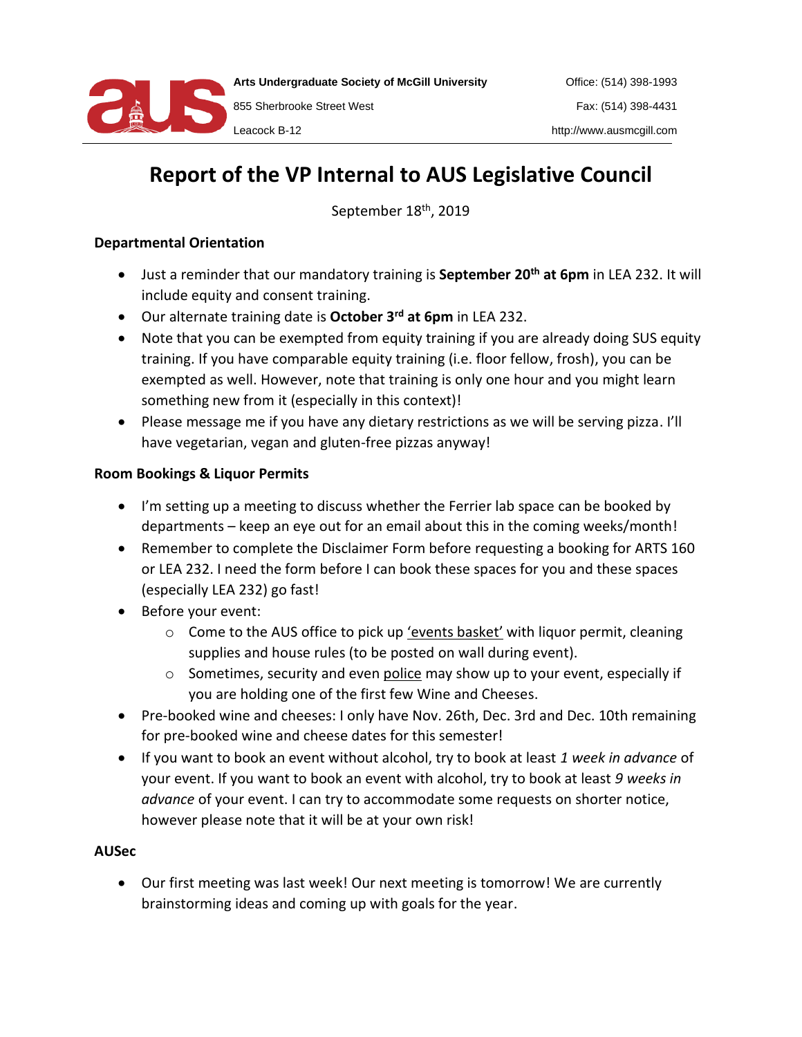Arts Undergraduate Society of McGill University
855 Sherbrooke Street West
Leacock B-12

Office: (514) 398-1993
Fax: (514) 398-4431
http://www.ausmcgill.com

# Report of the VP Internal to AUS Legislative Council

September 18th, 2019

**Departmental Orientation**

- Just a reminder that our mandatory training is **September 20th at 6pm** in LEA 232. It will include equity and consent training.
- Our alternate training date is **October 3rd at 6pm** in LEA 232.
- Note that you can be exempted from equity training if you are already doing SUS equity training. If you have comparable equity training (i.e. floor fellow, frosh), you can be exempted as well. However, note that training is only one hour and you might learn something new from it (especially in this context)!
- Please message me if you have any dietary restrictions as we will be serving pizza. I'll have vegetarian, vegan and gluten-free pizzas anyway!

**Room Bookings & Liquor Permits**

- I'm setting up a meeting to discuss whether the Ferrier lab space can be booked by departments – keep an eye out for an email about this in the coming weeks/month!
- Remember to complete the Disclaimer Form before requesting a booking for ARTS 160 or LEA 232. I need the form before I can book these spaces for you and these spaces (especially LEA 232) go fast!
- Before your event:
  - Come to the AUS office to pick up 'events basket' with liquor permit, cleaning supplies and house rules (to be posted on wall during event).
  - Sometimes, security and even police may show up to your event, especially if you are holding one of the first few Wine and Cheeses.
- Pre-booked wine and cheeses: I only have Nov. 26th, Dec. 3rd and Dec. 10th remaining for pre-booked wine and cheese dates for this semester!
- If you want to book an event without alcohol, try to book at least *1 week in advance* of your event. If you want to book an event with alcohol, try to book at least *9 weeks in advance* of your event. I can try to accommodate some requests on shorter notice, however please note that it will be at your own risk!

**AUSec**

- Our first meeting was last week! Our next meeting is tomorrow! We are currently brainstorming ideas and coming up with goals for the year.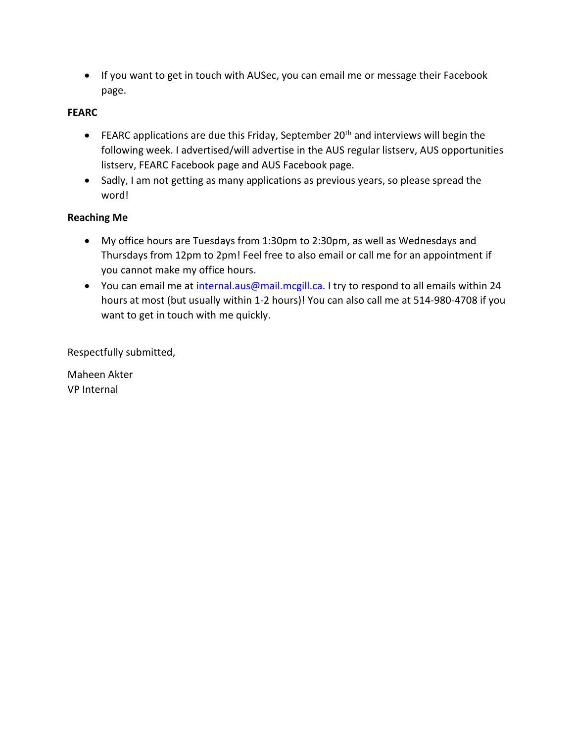- If you want to get in touch with AUSec, you can email me or message their Facebook page.

**FEARC**

- FEARC applications are due this Friday, September 20th and interviews will begin the following week. I advertised/will advertise in the AUS regular listserv, AUS opportunities listserv, FEARC Facebook page and AUS Facebook page.
- Sadly, I am not getting as many applications as previous years, so please spread the word!

**Reaching Me**

- My office hours are Tuesdays from 1:30pm to 2:30pm, as well as Wednesdays and Thursdays from 12pm to 2pm! Feel free to also email or call me for an appointment if you cannot make my office hours.
- You can email me at internal.aus@mail.mcgill.ca. I try to respond to all emails within 24 hours at most (but usually within 1-2 hours)! You can also call me at 514-980-4708 if you want to get in touch with me quickly.

Respectfully submitted,

Maheen Akter
VP Internal